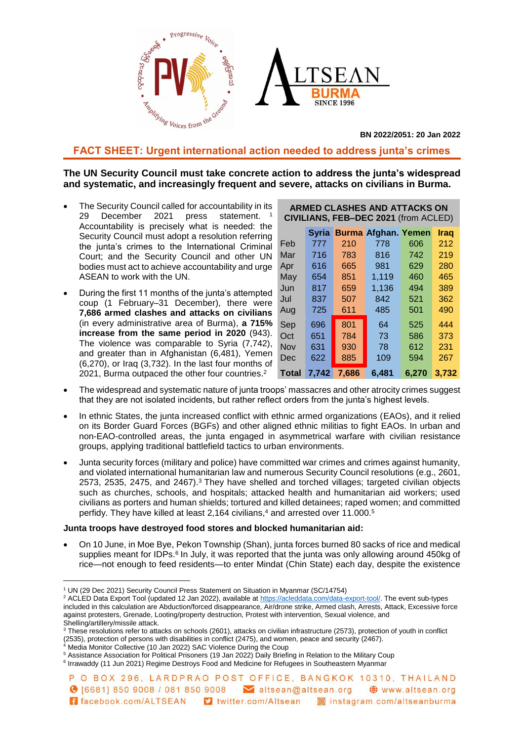**BN 2022/2051: 20 Jan 2022**

## FACT SHEET: Urgent international action needed to address junta's crimes

**The UN Security Council must take concrete action to address the junta's widespread and systematic, and increasingly frequent and severe, attacks on civilians in Burma.**

- The Security Council called for accountability in its 29 December 2021 press statement.[1] Accountability is precisely what is needed: the Security Council must adopt a resolution referring the junta's crimes to the International Criminal Court; and the Security Council and other UN bodies must act to achieve accountability and urge ASEAN to work with the UN.
- During the first 11 months of the junta's attempted coup (1 February–31 December), there were **7,686 armed clashes and attacks on civilians** (in every administrative area of Burma), **a 715% increase from the same period in 2020** (943). The violence was comparable to Syria (7,742), and greater than in Afghanistan (6,481), Yemen (6,270), or Iraq (3,732). In the last four months of 2021, Burma outpaced the other four countries.[2]

**ARMED CLASHES AND ATTACKS ON CIVILIANS, FEB–DEC 2021** (from ACLED)

| | Syria | Burma | Afghan. | Yemen | Iraq |
|---|---|---|---|---|---|
| Feb | 777 | 210 | 778 | 606 | 212 |
| Mar | 716 | 783 | 816 | 742 | 219 |
| Apr | 616 | 665 | 981 | 629 | 280 |
| May | 654 | 851 | 1,119 | 460 | 465 |
| Jun | 817 | 659 | 1,136 | 494 | 389 |
| Jul | 837 | 507 | 842 | 521 | 362 |
| Aug | 725 | 611 | 485 | 501 | 490 |
| Sep | 696 | 801 | 64 | 525 | 444 |
| Oct | 651 | 784 | 73 | 586 | 373 |
| Nov | 631 | 930 | 78 | 612 | 231 |
| Dec | 622 | 885 | 109 | 594 | 267 |
| **Total** | **7,742** | **7,686** | **6,481** | **6,270** | **3,732** |

- The widespread and systematic nature of junta troops' massacres and other atrocity crimes suggest that they are not isolated incidents, but rather reflect orders from the junta's highest levels.
- In ethnic States, the junta increased conflict with ethnic armed organizations (EAOs), and it relied on its Border Guard Forces (BGFs) and other aligned ethnic militias to fight EAOs. In urban and non-EAO-controlled areas, the junta engaged in asymmetrical warfare with civilian resistance groups, applying traditional battlefield tactics to urban environments.
- Junta security forces (military and police) have committed war crimes and crimes against humanity, and violated international humanitarian law and numerous Security Council resolutions (e.g., 2601, 2573, 2535, 2475, and 2467).[3] They have shelled and torched villages; targeted civilian objects such as churches, schools, and hospitals; attacked health and humanitarian aid workers; used civilians as porters and human shields; tortured and killed detainees; raped women; and committed perfidy. They have killed at least 2,164 civilians,[4] and arrested over 11.000.[5]

**Junta troops have destroyed food stores and blocked humanitarian aid:**

- On 10 June, in Moe Bye, Pekon Township (Shan), junta forces burned 80 sacks of rice and medical supplies meant for IDPs.[6] In July, it was reported that the junta was only allowing around 450kg of rice—not enough to feed residents—to enter Mindat (Chin State) each day, despite the existence

---

[1] UN (29 Dec 2021) Security Council Press Statement on Situation in Myanmar (SC/14754)
[2] ACLED Data Export Tool (updated 12 Jan 2022), available at https://acleddata.com/data-export-tool/. The event sub-types included in this calculation are Abduction/forced disappearance, Air/drone strike, Armed clash, Arrests, Attack, Excessive force against protesters, Grenade, Looting/property destruction, Protest with intervention, Sexual violence, and Shelling/artillery/missile attack.
[3] These resolutions refer to attacks on schools (2601), attacks on civilian infrastructure (2573), protection of youth in conflict (2535), protection of persons with disabilities in conflict (2475), and women, peace and security (2467).
[4] Media Monitor Collective (10 Jan 2022) SAC Violence During the Coup
[5] Assistance Association for Political Prisoners (19 Jan 2022) Daily Briefing in Relation to the Military Coup
[6] Irrawaddy (11 Jun 2021) Regime Destroys Food and Medicine for Refugees in Southeastern Myanmar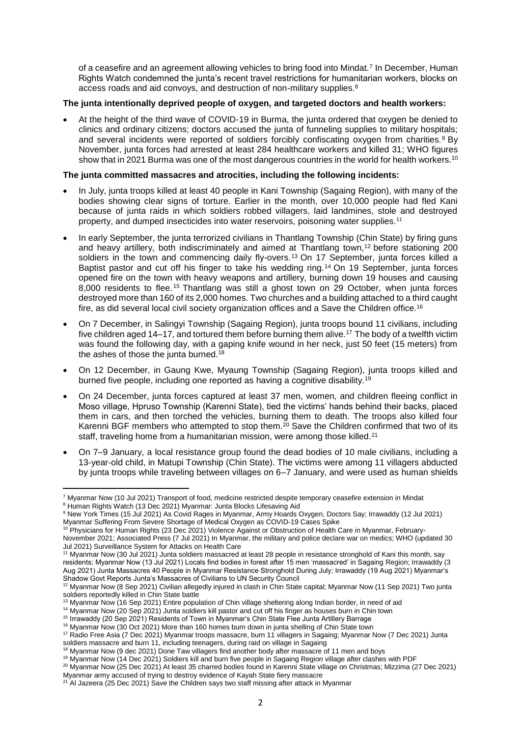of a ceasefire and an agreement allowing vehicles to bring food into Mindat.[7] In December, Human Rights Watch condemned the junta's recent travel restrictions for humanitarian workers, blocks on access roads and aid convoys, and destruction of non-military supplies.[8]

**The junta intentionally deprived people of oxygen, and targeted doctors and health workers:**

- At the height of the third wave of COVID-19 in Burma, the junta ordered that oxygen be denied to clinics and ordinary citizens; doctors accused the junta of funneling supplies to military hospitals; and several incidents were reported of soldiers forcibly confiscating oxygen from charities.[9] By November, junta forces had arrested at least 284 healthcare workers and killed 31; WHO figures show that in 2021 Burma was one of the most dangerous countries in the world for health workers.[10]

**The junta committed massacres and atrocities, including the following incidents:**

- In July, junta troops killed at least 40 people in Kani Township (Sagaing Region), with many of the bodies showing clear signs of torture. Earlier in the month, over 10,000 people had fled Kani because of junta raids in which soldiers robbed villagers, laid landmines, stole and destroyed property, and dumped insecticides into water reservoirs, poisoning water supplies.[11]
- In early September, the junta terrorized civilians in Thantlang Township (Chin State) by firing guns and heavy artillery, both indiscriminately and aimed at Thantlang town,[12] before stationing 200 soldiers in the town and commencing daily fly-overs.[13] On 17 September, junta forces killed a Baptist pastor and cut off his finger to take his wedding ring.[14] On 19 September, junta forces opened fire on the town with heavy weapons and artillery, burning down 19 houses and causing 8,000 residents to flee.[15] Thantlang was still a ghost town on 29 October, when junta forces destroyed more than 160 of its 2,000 homes. Two churches and a building attached to a third caught fire, as did several local civil society organization offices and a Save the Children office.[16]
- On 7 December, in Salingyi Township (Sagaing Region), junta troops bound 11 civilians, including five children aged 14–17, and tortured them before burning them alive.[17] The body of a twelfth victim was found the following day, with a gaping knife wound in her neck, just 50 feet (15 meters) from the ashes of those the junta burned.[18]
- On 12 December, in Gaung Kwe, Myaung Township (Sagaing Region), junta troops killed and burned five people, including one reported as having a cognitive disability.[19]
- On 24 December, junta forces captured at least 37 men, women, and children fleeing conflict in Moso village, Hpruso Township (Karenni State), tied the victims' hands behind their backs, placed them in cars, and then torched the vehicles, burning them to death. The troops also killed four Karenni BGF members who attempted to stop them.[20] Save the Children confirmed that two of its staff, traveling home from a humanitarian mission, were among those killed.[21]
- On 7–9 January, a local resistance group found the dead bodies of 10 male civilians, including a 13-year-old child, in Matupi Township (Chin State). The victims were among 11 villagers abducted by junta troops while traveling between villages on 6–7 January, and were used as human shields

---

[7] Myanmar Now (10 Jul 2021) Transport of food, medicine restricted despite temporary ceasefire extension in Mindat

[8] Human Rights Watch (13 Dec 2021) Myanmar: Junta Blocks Lifesaving Aid

[9] New York Times (15 Jul 2021) As Covid Rages in Myanmar, Army Hoards Oxygen, Doctors Say; Irrawaddy (12 Jul 2021) Myanmar Suffering From Severe Shortage of Medical Oxygen as COVID-19 Cases Spike

[10] Physicians for Human Rights (23 Dec 2021) Violence Against or Obstruction of Health Care in Myanmar, February-November 2021; Associated Press (7 Jul 2021) In Myanmar, the military and police declare war on medics; WHO (updated 30 Jul 2021) Surveillance System for Attacks on Health Care

[11] Myanmar Now (30 Jul 2021) Junta soldiers massacred at least 28 people in resistance stronghold of Kani this month, say residents; Myanmar Now (13 Jul 2021) Locals find bodies in forest after 15 men 'massacred' in Sagaing Region; Irrawaddy (3 Aug 2021) Junta Massacres 40 People in Myanmar Resistance Stronghold During July; Irrawaddy (19 Aug 2021) Myanmar's Shadow Govt Reports Junta's Massacres of Civilians to UN Security Council

[12] Myanmar Now (8 Sep 2021) Civilian allegedly injured in clash in Chin State capital; Myanmar Now (11 Sep 2021) Two junta soldiers reportedly killed in Chin State battle

[13] Myanmar Now (16 Sep 2021) Entire population of Chin village sheltering along Indian border, in need of aid

[14] Myanmar Now (20 Sep 2021) Junta soldiers kill pastor and cut off his finger as houses burn in Chin town

[15] Irrawaddy (20 Sep 2021) Residents of Town in Myanmar's Chin State Flee Junta Artillery Barrage

[16] Myanmar Now (30 Oct 2021) More than 160 homes burn down in junta shelling of Chin State town

[17] Radio Free Asia (7 Dec 2021) Myanmar troops massacre, burn 11 villagers in Sagaing; Myanmar Now (7 Dec 2021) Junta soldiers massacre and burn 11, including teenagers, during raid on village in Sagaing

[18] Myanmar Now (9 dec 2021) Done Taw villagers find another body after massacre of 11 men and boys

[19] Myanmar Now (14 Dec 2021) Soldiers kill and burn five people in Sagaing Region village after clashes with PDF

[20] Myanmar Now (25 Dec 2021) At least 35 charred bodies found in Karenni State village on Christmas; Mizzima (27 Dec 2021) Myanmar army accused of trying to destroy evidence of Kayah State fiery massacre

[21] Al Jazeera (25 Dec 2021) Save the Children says two staff missing after attack in Myanmar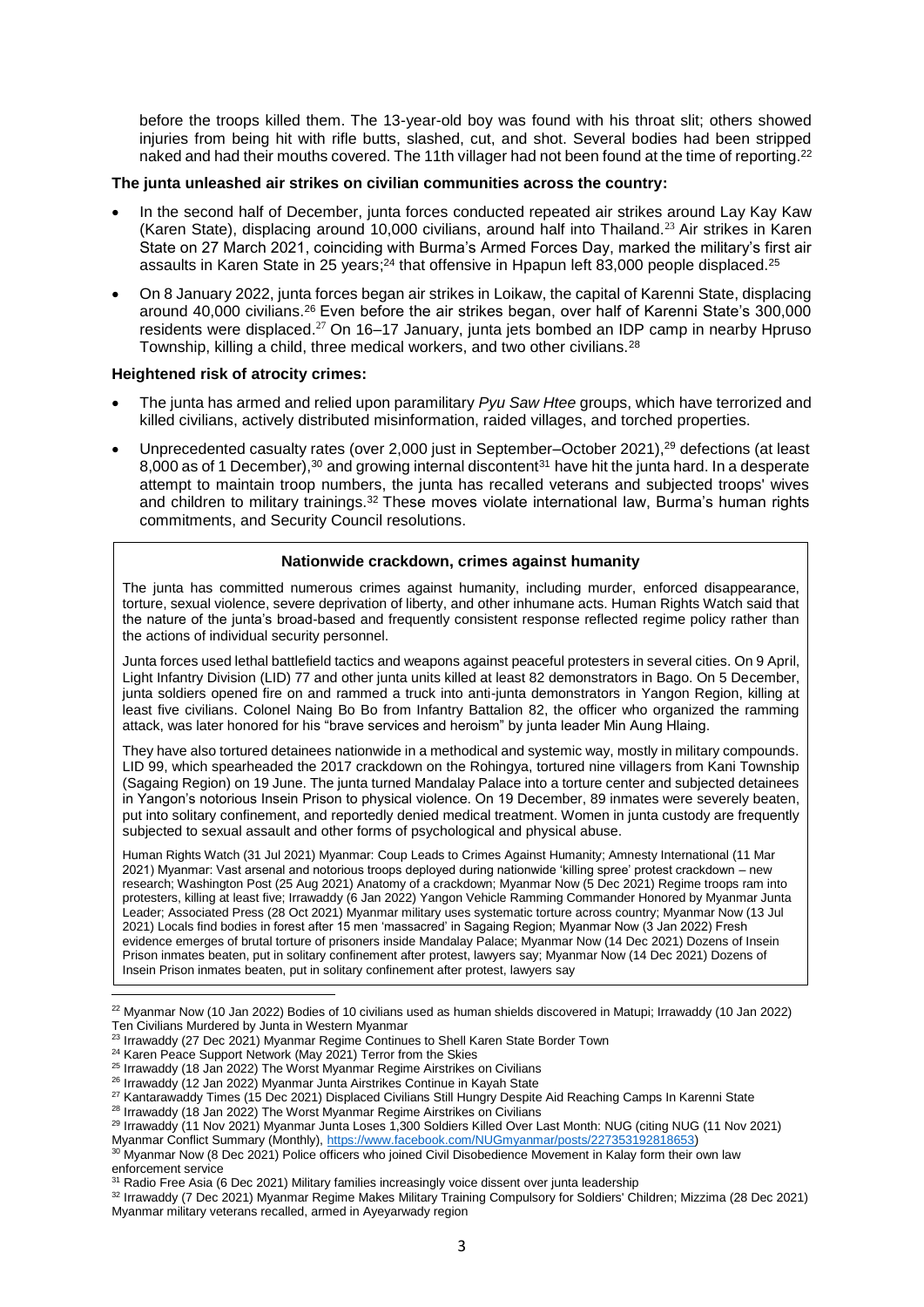before the troops killed them. The 13-year-old boy was found with his throat slit; others showed injuries from being hit with rifle butts, slashed, cut, and shot. Several bodies had been stripped naked and had their mouths covered. The 11th villager had not been found at the time of reporting.[22]

**The junta unleashed air strikes on civilian communities across the country:**

- In the second half of December, junta forces conducted repeated air strikes around Lay Kay Kaw (Karen State), displacing around 10,000 civilians, around half into Thailand.[23] Air strikes in Karen State on 27 March 2021, coinciding with Burma's Armed Forces Day, marked the military's first air assaults in Karen State in 25 years;[24] that offensive in Hpapun left 83,000 people displaced.[25]
- On 8 January 2022, junta forces began air strikes in Loikaw, the capital of Karenni State, displacing around 40,000 civilians.[26] Even before the air strikes began, over half of Karenni State's 300,000 residents were displaced.[27] On 16–17 January, junta jets bombed an IDP camp in nearby Hpruso Township, killing a child, three medical workers, and two other civilians.[28]

**Heightened risk of atrocity crimes:**

- The junta has armed and relied upon paramilitary *Pyu Saw Htee* groups, which have terrorized and killed civilians, actively distributed misinformation, raided villages, and torched properties.
- Unprecedented casualty rates (over 2,000 just in September–October 2021),[29] defections (at least 8,000 as of 1 December),[30] and growing internal discontent[31] have hit the junta hard. In a desperate attempt to maintain troop numbers, the junta has recalled veterans and subjected troops' wives and children to military trainings.[32] These moves violate international law, Burma's human rights commitments, and Security Council resolutions.

**Nationwide crackdown, crimes against humanity**

The junta has committed numerous crimes against humanity, including murder, enforced disappearance, torture, sexual violence, severe deprivation of liberty, and other inhumane acts. Human Rights Watch said that the nature of the junta's broad-based and frequently consistent response reflected regime policy rather than the actions of individual security personnel.

Junta forces used lethal battlefield tactics and weapons against peaceful protesters in several cities. On 9 April, Light Infantry Division (LID) 77 and other junta units killed at least 82 demonstrators in Bago. On 5 December, junta soldiers opened fire on and rammed a truck into anti-junta demonstrators in Yangon Region, killing at least five civilians. Colonel Naing Bo Bo from Infantry Battalion 82, the officer who organized the ramming attack, was later honored for his "brave services and heroism" by junta leader Min Aung Hlaing.

They have also tortured detainees nationwide in a methodical and systemic way, mostly in military compounds. LID 99, which spearheaded the 2017 crackdown on the Rohingya, tortured nine villagers from Kani Township (Sagaing Region) on 19 June. The junta turned Mandalay Palace into a torture center and subjected detainees in Yangon's notorious Insein Prison to physical violence. On 19 December, 89 inmates were severely beaten, put into solitary confinement, and reportedly denied medical treatment. Women in junta custody are frequently subjected to sexual assault and other forms of psychological and physical abuse.

Human Rights Watch (31 Jul 2021) Myanmar: Coup Leads to Crimes Against Humanity; Amnesty International (11 Mar 2021) Myanmar: Vast arsenal and notorious troops deployed during nationwide 'killing spree' protest crackdown – new research; Washington Post (25 Aug 2021) Anatomy of a crackdown; Myanmar Now (5 Dec 2021) Regime troops ram into protesters, killing at least five; Irrawaddy (6 Jan 2022) Yangon Vehicle Ramming Commander Honored by Myanmar Junta Leader; Associated Press (28 Oct 2021) Myanmar military uses systematic torture across country; Myanmar Now (13 Jul 2021) Locals find bodies in forest after 15 men 'massacred' in Sagaing Region; Myanmar Now (3 Jan 2022) Fresh evidence emerges of brutal torture of prisoners inside Mandalay Palace; Myanmar Now (14 Dec 2021) Dozens of Insein Prison inmates beaten, put in solitary confinement after protest, lawyers say; Myanmar Now (14 Dec 2021) Dozens of Insein Prison inmates beaten, put in solitary confinement after protest, lawyers say

---

[22] Myanmar Now (10 Jan 2022) Bodies of 10 civilians used as human shields discovered in Matupi; Irrawaddy (10 Jan 2022) Ten Civilians Murdered by Junta in Western Myanmar

[23] Irrawaddy (27 Dec 2021) Myanmar Regime Continues to Shell Karen State Border Town

[24] Karen Peace Support Network (May 2021) Terror from the Skies

[25] Irrawaddy (18 Jan 2022) The Worst Myanmar Regime Airstrikes on Civilians

[26] Irrawaddy (12 Jan 2022) Myanmar Junta Airstrikes Continue in Kayah State

[27] Kantarawaddy Times (15 Dec 2021) Displaced Civilians Still Hungry Despite Aid Reaching Camps In Karenni State

[28] Irrawaddy (18 Jan 2022) The Worst Myanmar Regime Airstrikes on Civilians

[29] Irrawaddy (11 Nov 2021) Myanmar Junta Loses 1,300 Soldiers Killed Over Last Month: NUG (citing NUG (11 Nov 2021) Myanmar Conflict Summary (Monthly), https://www.facebook.com/NUGmyanmar/posts/227353192818653)

[30] Myanmar Now (8 Dec 2021) Police officers who joined Civil Disobedience Movement in Kalay form their own law enforcement service

[31] Radio Free Asia (6 Dec 2021) Military families increasingly voice dissent over junta leadership

[32] Irrawaddy (7 Dec 2021) Myanmar Regime Makes Military Training Compulsory for Soldiers' Children; Mizzima (28 Dec 2021) Myanmar military veterans recalled, armed in Ayeyarwady region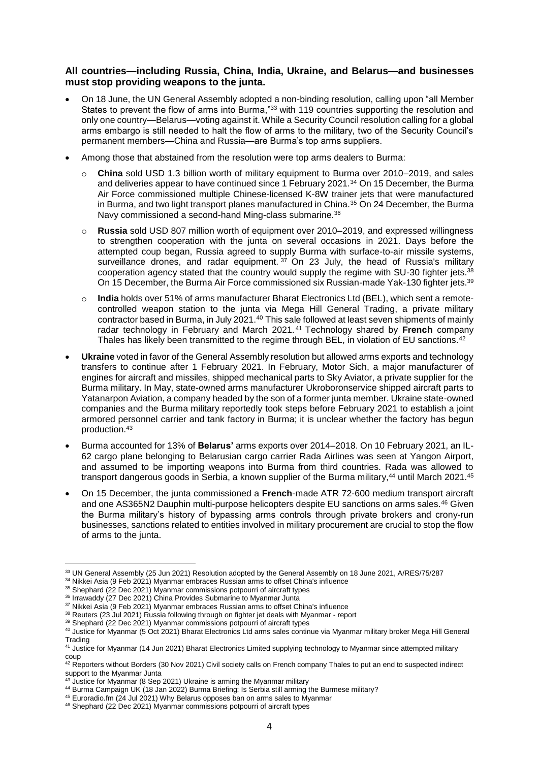**All countries—including Russia, China, India, Ukraine, and Belarus—and businesses must stop providing weapons to the junta.**

- On 18 June, the UN General Assembly adopted a non-binding resolution, calling upon "all Member States to prevent the flow of arms into Burma,"[33] with 119 countries supporting the resolution and only one country—Belarus—voting against it. While a Security Council resolution calling for a global arms embargo is still needed to halt the flow of arms to the military, two of the Security Council's permanent members—China and Russia—are Burma's top arms suppliers.
- Among those that abstained from the resolution were top arms dealers to Burma:
  - **China** sold USD 1.3 billion worth of military equipment to Burma over 2010–2019, and sales and deliveries appear to have continued since 1 February 2021.[34] On 15 December, the Burma Air Force commissioned multiple Chinese-licensed K-8W trainer jets that were manufactured in Burma, and two light transport planes manufactured in China.[35] On 24 December, the Burma Navy commissioned a second-hand Ming-class submarine.[36]
  - **Russia** sold USD 807 million worth of equipment over 2010–2019, and expressed willingness to strengthen cooperation with the junta on several occasions in 2021. Days before the attempted coup began, Russia agreed to supply Burma with surface-to-air missile systems, surveillance drones, and radar equipment.[37] On 23 July, the head of Russia's military cooperation agency stated that the country would supply the regime with SU-30 fighter jets.[38] On 15 December, the Burma Air Force commissioned six Russian-made Yak-130 fighter jets.[39]
  - **India** holds over 51% of arms manufacturer Bharat Electronics Ltd (BEL), which sent a remote-controlled weapon station to the junta via Mega Hill General Trading, a private military contractor based in Burma, in July 2021.[40] This sale followed at least seven shipments of mainly radar technology in February and March 2021.[41] Technology shared by **French** company Thales has likely been transmitted to the regime through BEL, in violation of EU sanctions.[42]
- **Ukraine** voted in favor of the General Assembly resolution but allowed arms exports and technology transfers to continue after 1 February 2021. In February, Motor Sich, a major manufacturer of engines for aircraft and missiles, shipped mechanical parts to Sky Aviator, a private supplier for the Burma military. In May, state-owned arms manufacturer Ukroboronservice shipped aircraft parts to Yatanarpon Aviation, a company headed by the son of a former junta member. Ukraine state-owned companies and the Burma military reportedly took steps before February 2021 to establish a joint armored personnel carrier and tank factory in Burma; it is unclear whether the factory has begun production.[43]
- Burma accounted for 13% of **Belarus'** arms exports over 2014–2018. On 10 February 2021, an IL-62 cargo plane belonging to Belarusian cargo carrier Rada Airlines was seen at Yangon Airport, and assumed to be importing weapons into Burma from third countries. Rada was allowed to transport dangerous goods in Serbia, a known supplier of the Burma military,[44] until March 2021.[45]
- On 15 December, the junta commissioned a **French**-made ATR 72-600 medium transport aircraft and one AS365N2 Dauphin multi-purpose helicopters despite EU sanctions on arms sales.[46] Given the Burma military's history of bypassing arms controls through private brokers and crony-run businesses, sanctions related to entities involved in military procurement are crucial to stop the flow of arms to the junta.

---

[33] UN General Assembly (25 Jun 2021) Resolution adopted by the General Assembly on 18 June 2021, A/RES/75/287

[34] Nikkei Asia (9 Feb 2021) Myanmar embraces Russian arms to offset China's influence

[35] Shephard (22 Dec 2021) Myanmar commissions potpourri of aircraft types

[36] Irrawaddy (27 Dec 2021) China Provides Submarine to Myanmar Junta

[37] Nikkei Asia (9 Feb 2021) Myanmar embraces Russian arms to offset China's influence

[38] Reuters (23 Jul 2021) Russia following through on fighter jet deals with Myanmar - report

[39] Shephard (22 Dec 2021) Myanmar commissions potpourri of aircraft types

[40] Justice for Myanmar (5 Oct 2021) Bharat Electronics Ltd arms sales continue via Myanmar military broker Mega Hill General Trading

[41] Justice for Myanmar (14 Jun 2021) Bharat Electronics Limited supplying technology to Myanmar since attempted military coup

[42] Reporters without Borders (30 Nov 2021) Civil society calls on French company Thales to put an end to suspected indirect support to the Myanmar Junta

[43] Justice for Myanmar (8 Sep 2021) Ukraine is arming the Myanmar military

[44] Burma Campaign UK (18 Jan 2022) Burma Briefing: Is Serbia still arming the Burmese military?

[45] Euroradio.fm (24 Jul 2021) Why Belarus opposes ban on arms sales to Myanmar

[46] Shephard (22 Dec 2021) Myanmar commissions potpourri of aircraft types